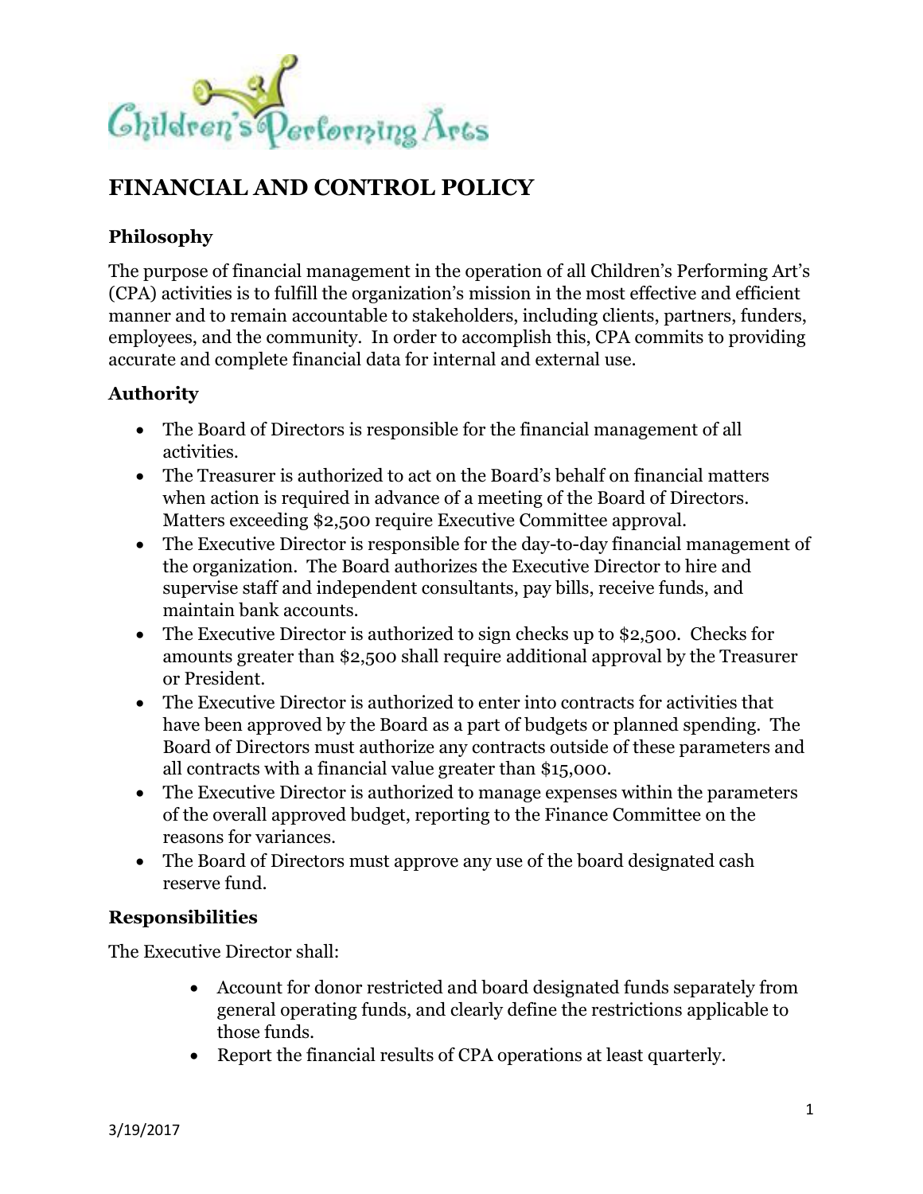# FINANCIAL AND CONTROL POLICY

## Philosophy

The purpose of financial management in the operation of all Children's Performing Art's (CPA) activities is to fulfill the organization's mission in the most effective and efficient manner and to remain accountable to stakeholders, including clients, partners, funders, employees, and the community. In order to accomplish this, CPA commits to providing accurate and complete financial data for internal and external use.

## Authority

- The Board of Directors is responsible for the financial management of all activities.
- The Treasurer is authorized to act on the Board's behalf on financial matters when action is required in advance of a meeting of the Board of Directors. Matters exceeding $2,500 require Executive Committee approval.
- The Executive Director is responsible for the day-to-day financial management of the organization. The Board authorizes the Executive Director to hire and supervise staff and independent consultants, pay bills, receive funds, and maintain bank accounts.
- The Executive Director is authorized to sign checks up to $2,500. Checks for amounts greater than $2,500 shall require additional approval by the Treasurer or President.
- The Executive Director is authorized to enter into contracts for activities that have been approved by the Board as a part of budgets or planned spending. The Board of Directors must authorize any contracts outside of these parameters and all contracts with a financial value greater than $15,000.
- The Executive Director is authorized to manage expenses within the parameters of the overall approved budget, reporting to the Finance Committee on the reasons for variances.
- The Board of Directors must approve any use of the board designated cash reserve fund.

## Responsibilities

The Executive Director shall:

- Account for donor restricted and board designated funds separately from general operating funds, and clearly define the restrictions applicable to those funds.
- Report the financial results of CPA operations at least quarterly.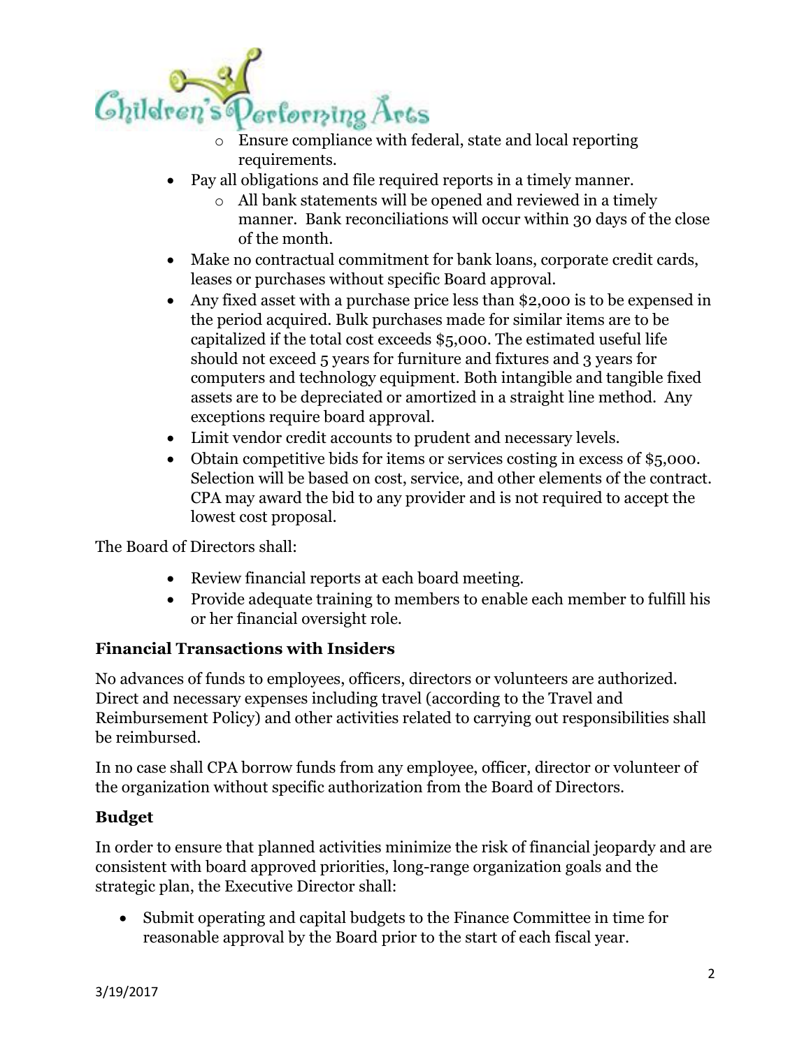- Ensure compliance with federal, state and local reporting requirements.
- Pay all obligations and file required reports in a timely manner.
  - All bank statements will be opened and reviewed in a timely manner. Bank reconciliations will occur within 30 days of the close of the month.
- Make no contractual commitment for bank loans, corporate credit cards, leases or purchases without specific Board approval.
- Any fixed asset with a purchase price less than $2,000 is to be expensed in the period acquired. Bulk purchases made for similar items are to be capitalized if the total cost exceeds $5,000. The estimated useful life should not exceed 5 years for furniture and fixtures and 3 years for computers and technology equipment. Both intangible and tangible fixed assets are to be depreciated or amortized in a straight line method. Any exceptions require board approval.
- Limit vendor credit accounts to prudent and necessary levels.
- Obtain competitive bids for items or services costing in excess of $5,000. Selection will be based on cost, service, and other elements of the contract. CPA may award the bid to any provider and is not required to accept the lowest cost proposal.

The Board of Directors shall:

- Review financial reports at each board meeting.
- Provide adequate training to members to enable each member to fulfill his or her financial oversight role.

### Financial Transactions with Insiders

No advances of funds to employees, officers, directors or volunteers are authorized. Direct and necessary expenses including travel (according to the Travel and Reimbursement Policy) and other activities related to carrying out responsibilities shall be reimbursed.

In no case shall CPA borrow funds from any employee, officer, director or volunteer of the organization without specific authorization from the Board of Directors.

### Budget

In order to ensure that planned activities minimize the risk of financial jeopardy and are consistent with board approved priorities, long-range organization goals and the strategic plan, the Executive Director shall:

- Submit operating and capital budgets to the Finance Committee in time for reasonable approval by the Board prior to the start of each fiscal year.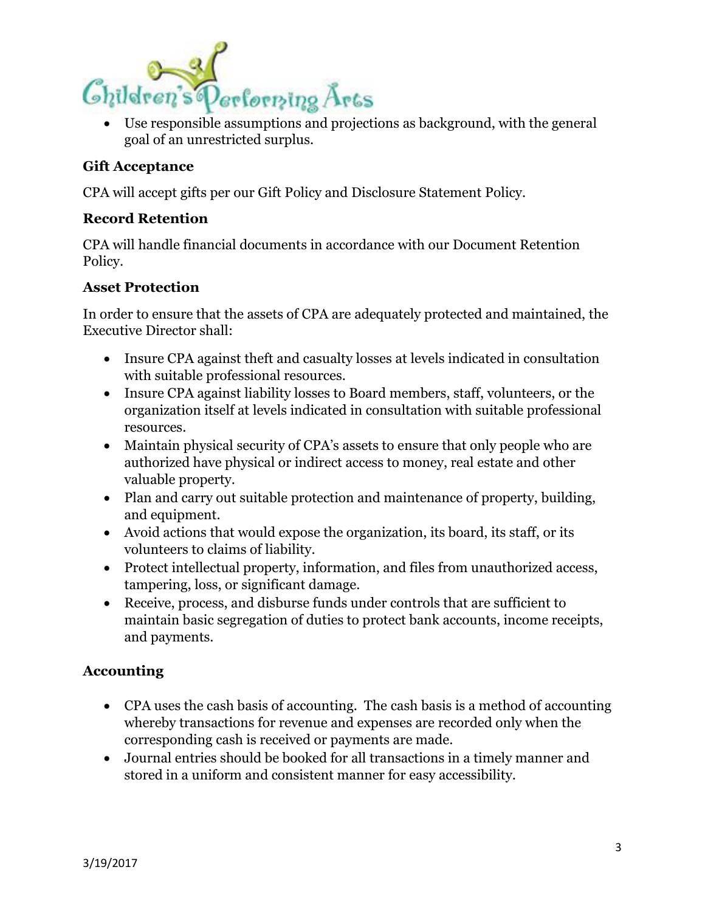- Use responsible assumptions and projections as background, with the general goal of an unrestricted surplus.

### Gift Acceptance

CPA will accept gifts per our Gift Policy and Disclosure Statement Policy.

### Record Retention

CPA will handle financial documents in accordance with our Document Retention Policy.

### Asset Protection

In order to ensure that the assets of CPA are adequately protected and maintained, the Executive Director shall:

- Insure CPA against theft and casualty losses at levels indicated in consultation with suitable professional resources.
- Insure CPA against liability losses to Board members, staff, volunteers, or the organization itself at levels indicated in consultation with suitable professional resources.
- Maintain physical security of CPA's assets to ensure that only people who are authorized have physical or indirect access to money, real estate and other valuable property.
- Plan and carry out suitable protection and maintenance of property, building, and equipment.
- Avoid actions that would expose the organization, its board, its staff, or its volunteers to claims of liability.
- Protect intellectual property, information, and files from unauthorized access, tampering, loss, or significant damage.
- Receive, process, and disburse funds under controls that are sufficient to maintain basic segregation of duties to protect bank accounts, income receipts, and payments.

### Accounting

- CPA uses the cash basis of accounting. The cash basis is a method of accounting whereby transactions for revenue and expenses are recorded only when the corresponding cash is received or payments are made.
- Journal entries should be booked for all transactions in a timely manner and stored in a uniform and consistent manner for easy accessibility.